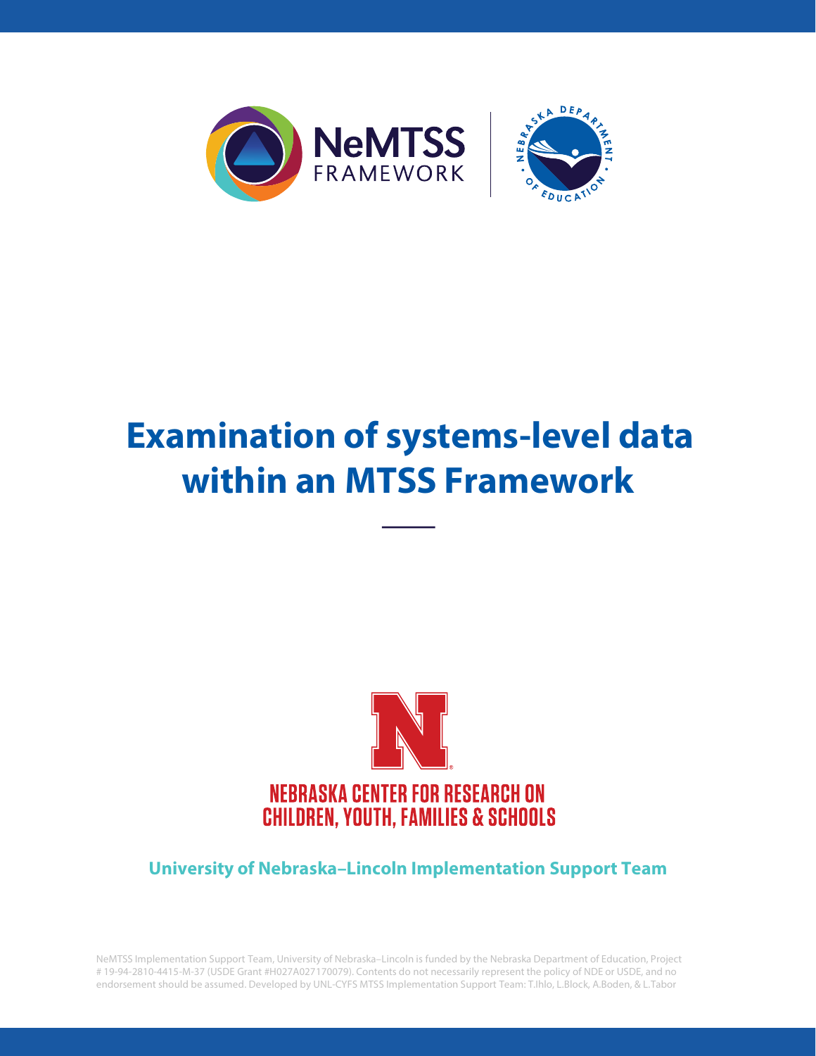NeMTSS FRAMEWORK

NEBRASKA DEPARTMENT OF EDUCATION

# Examination of systems-level data within an MTSS Framework

NEBRASKA CENTER FOR RESEARCH ON CHILDREN, YOUTH, FAMILIES & SCHOOLS

**University of Nebraska–Lincoln Implementation Support Team**

NeMTSS Implementation Support Team, University of Nebraska–Lincoln is funded by the Nebraska Department of Education, Project # 19-94-2810-4415-M-37 (USDE Grant #H027A027170079). Contents do not necessarily represent the policy of NDE or USDE, and no endorsement should be assumed. Developed by UNL-CYFS MTSS Implementation Support Team: T.Ihlo, L.Block, A.Boden, & L.Tabor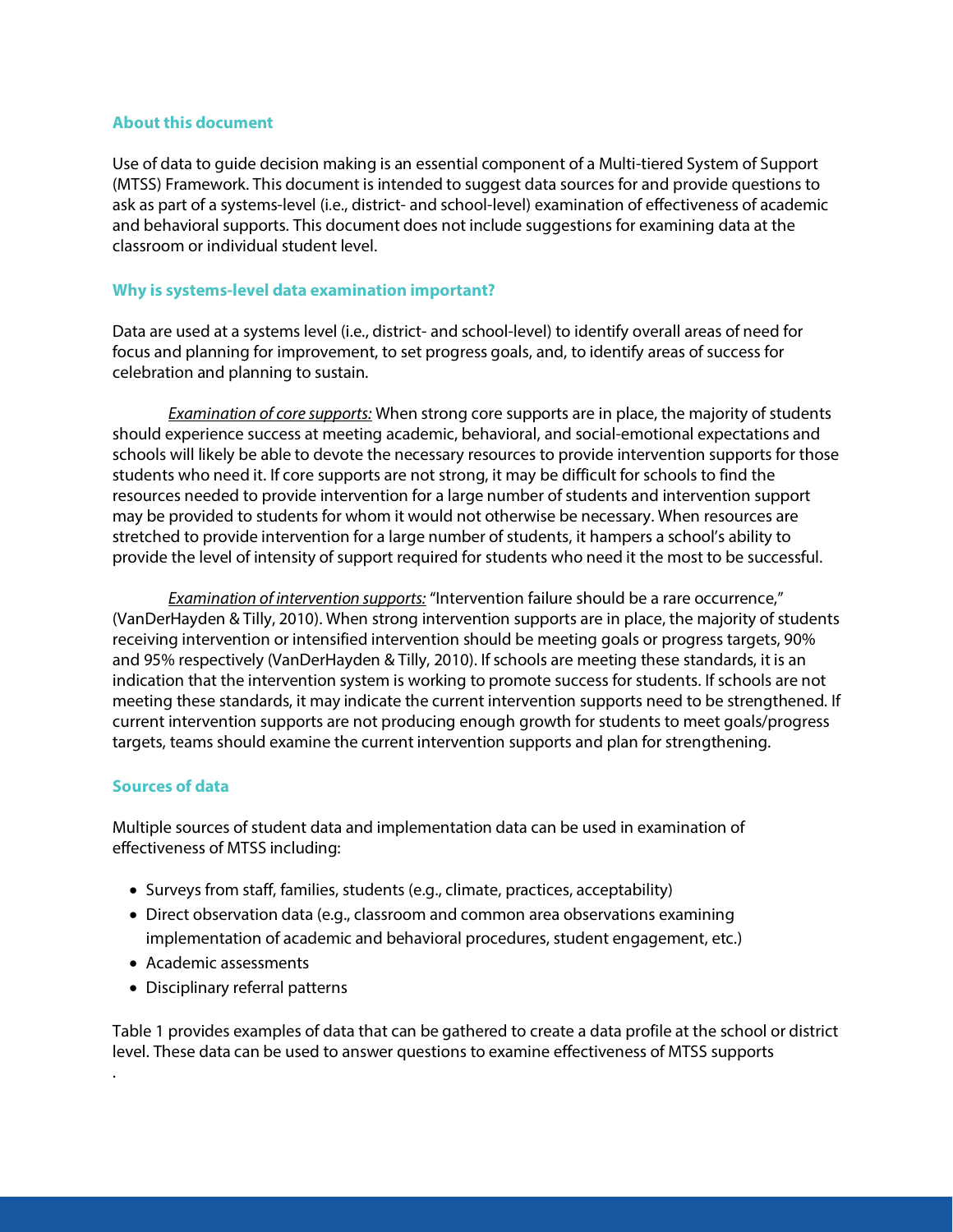### About this document

Use of data to guide decision making is an essential component of a Multi-tiered System of Support (MTSS) Framework. This document is intended to suggest data sources for and provide questions to ask as part of a systems-level (i.e., district- and school-level) examination of effectiveness of academic and behavioral supports. This document does not include suggestions for examining data at the classroom or individual student level.

### Why is systems-level data examination important?

Data are used at a systems level (i.e., district- and school-level) to identify overall areas of need for focus and planning for improvement, to set progress goals, and, to identify areas of success for celebration and planning to sustain.

*Examination of core supports:* When strong core supports are in place, the majority of students should experience success at meeting academic, behavioral, and social-emotional expectations and schools will likely be able to devote the necessary resources to provide intervention supports for those students who need it. If core supports are not strong, it may be difficult for schools to find the resources needed to provide intervention for a large number of students and intervention support may be provided to students for whom it would not otherwise be necessary. When resources are stretched to provide intervention for a large number of students, it hampers a school's ability to provide the level of intensity of support required for students who need it the most to be successful.

*Examination of intervention supports:* "Intervention failure should be a rare occurrence," (VanDerHayden & Tilly, 2010). When strong intervention supports are in place, the majority of students receiving intervention or intensified intervention should be meeting goals or progress targets, 90% and 95% respectively (VanDerHayden & Tilly, 2010). If schools are meeting these standards, it is an indication that the intervention system is working to promote success for students. If schools are not meeting these standards, it may indicate the current intervention supports need to be strengthened. If current intervention supports are not producing enough growth for students to meet goals/progress targets, teams should examine the current intervention supports and plan for strengthening.

### Sources of data

Multiple sources of student data and implementation data can be used in examination of effectiveness of MTSS including:

- Surveys from staff, families, students (e.g., climate, practices, acceptability)
- Direct observation data (e.g., classroom and common area observations examining implementation of academic and behavioral procedures, student engagement, etc.)
- Academic assessments
- Disciplinary referral patterns

Table 1 provides examples of data that can be gathered to create a data profile at the school or district level. These data can be used to answer questions to examine effectiveness of MTSS supports

.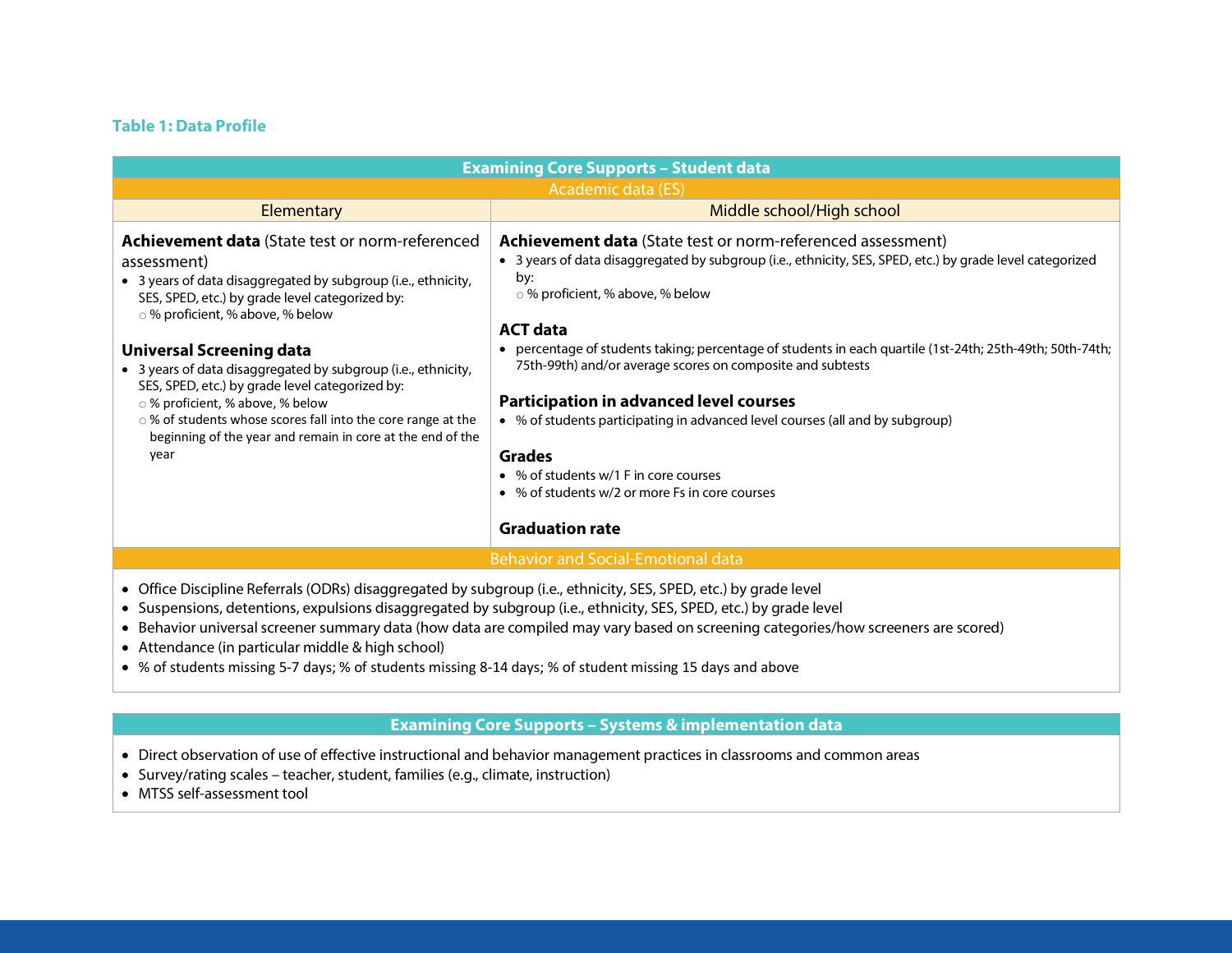**Table 1: Data Profile**

**Examining Core Supports – Student data**

**Academic data (ES)**

| Elementary | Middle school/High school |
|---|---|
| **Achievement data** (State test or norm-referenced assessment)<br>• 3 years of data disaggregated by subgroup (i.e., ethnicity, SES, SPED, etc.) by grade level categorized by:<br>  ○ % proficient, % above, % below<br><br>**Universal Screening data**<br>• 3 years of data disaggregated by subgroup (i.e., ethnicity, SES, SPED, etc.) by grade level categorized by:<br>  ○ % proficient, % above, % below<br>  ○ % of students whose scores fall into the core range at the beginning of the year and remain in core at the end of the year | **Achievement data** (State test or norm-referenced assessment)<br>• 3 years of data disaggregated by subgroup (i.e., ethnicity, SES, SPED, etc.) by grade level categorized by:<br>  ○ % proficient, % above, % below<br><br>**ACT data**<br>• percentage of students taking; percentage of students in each quartile (1st-24th; 25th-49th; 50th-74th; 75th-99th) and/or average scores on composite and subtests<br><br>**Participation in advanced level courses**<br>• % of students participating in advanced level courses (all and by subgroup)<br><br>**Grades**<br>• % of students w/1 F in core courses<br>• % of students w/2 or more Fs in core courses<br><br>**Graduation rate** |

**Behavior and Social-Emotional data**

- Office Discipline Referrals (ODRs) disaggregated by subgroup (i.e., ethnicity, SES, SPED, etc.) by grade level
- Suspensions, detentions, expulsions disaggregated by subgroup (i.e., ethnicity, SES, SPED, etc.) by grade level
- Behavior universal screener summary data (how data are compiled may vary based on screening categories/how screeners are scored)
- Attendance (in particular middle & high school)
- % of students missing 5-7 days; % of students missing 8-14 days; % of student missing 15 days and above

**Examining Core Supports – Systems & implementation data**

- Direct observation of use of effective instructional and behavior management practices in classrooms and common areas
- Survey/rating scales – teacher, student, families (e.g., climate, instruction)
- MTSS self-assessment tool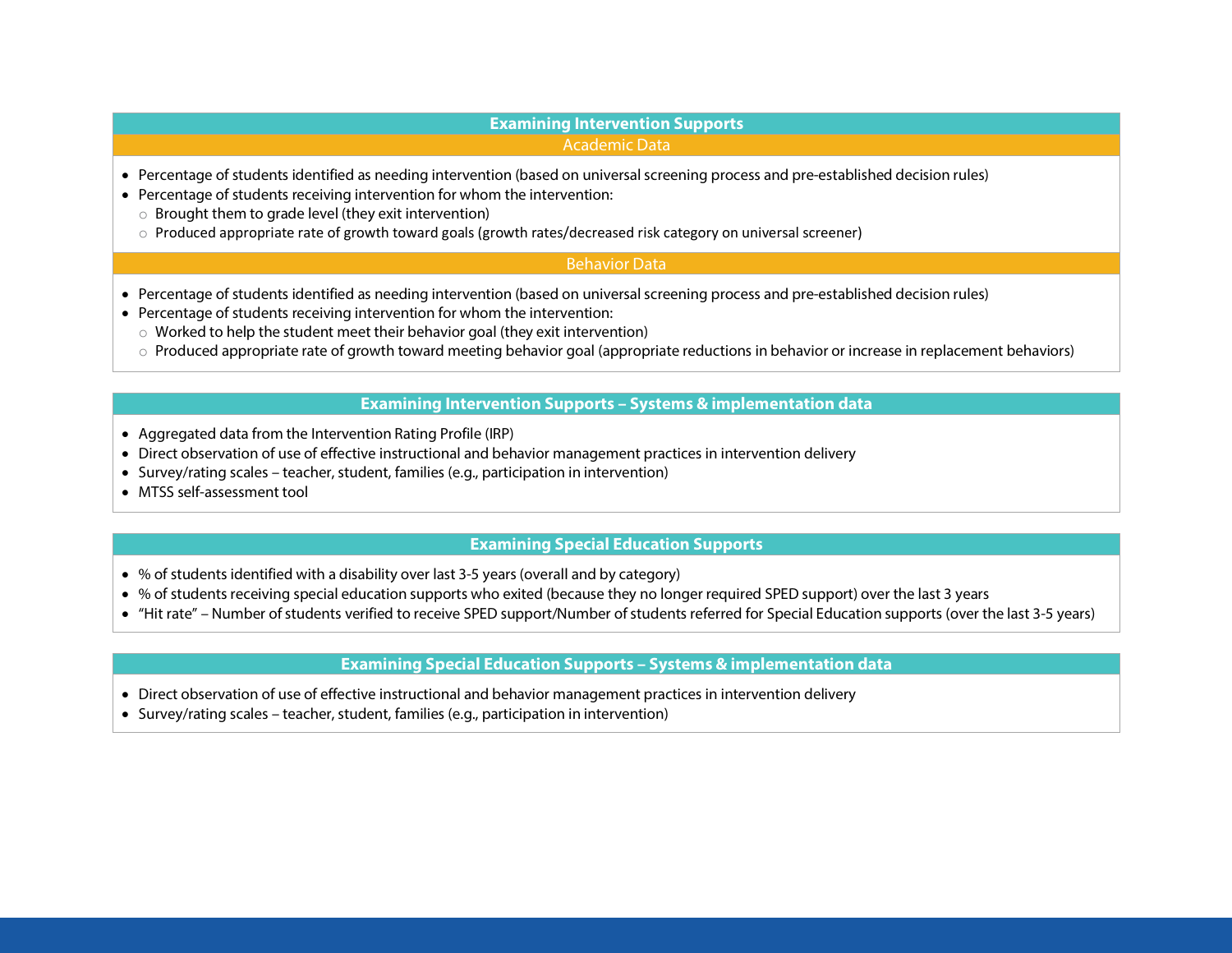## Examining Intervention Supports

### Academic Data

- Percentage of students identified as needing intervention (based on universal screening process and pre-established decision rules)
- Percentage of students receiving intervention for whom the intervention:
  - Brought them to grade level (they exit intervention)
  - Produced appropriate rate of growth toward goals (growth rates/decreased risk category on universal screener)

### Behavior Data

- Percentage of students identified as needing intervention (based on universal screening process and pre-established decision rules)
- Percentage of students receiving intervention for whom the intervention:
  - Worked to help the student meet their behavior goal (they exit intervention)
  - Produced appropriate rate of growth toward meeting behavior goal (appropriate reductions in behavior or increase in replacement behaviors)

## Examining Intervention Supports – Systems & implementation data

- Aggregated data from the Intervention Rating Profile (IRP)
- Direct observation of use of effective instructional and behavior management practices in intervention delivery
- Survey/rating scales – teacher, student, families (e.g., participation in intervention)
- MTSS self-assessment tool

## Examining Special Education Supports

- % of students identified with a disability over last 3-5 years (overall and by category)
- % of students receiving special education supports who exited (because they no longer required SPED support) over the last 3 years
- “Hit rate” – Number of students verified to receive SPED support/Number of students referred for Special Education supports (over the last 3-5 years)

## Examining Special Education Supports – Systems & implementation data

- Direct observation of use of effective instructional and behavior management practices in intervention delivery
- Survey/rating scales – teacher, student, families (e.g., participation in intervention)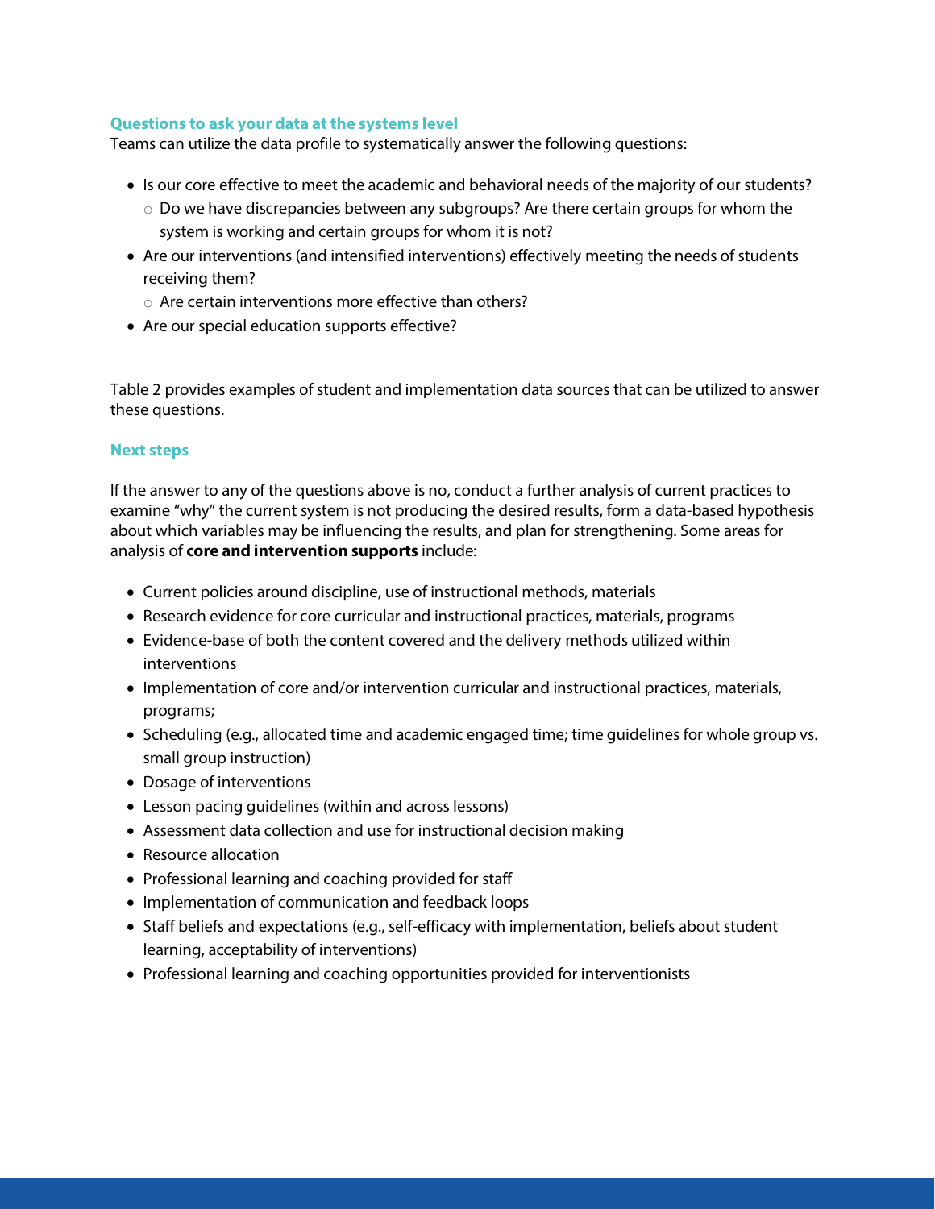### Questions to ask your data at the systems level

Teams can utilize the data profile to systematically answer the following questions:

- Is our core effective to meet the academic and behavioral needs of the majority of our students?
  - Do we have discrepancies between any subgroups? Are there certain groups for whom the system is working and certain groups for whom it is not?
- Are our interventions (and intensified interventions) effectively meeting the needs of students receiving them?
  - Are certain interventions more effective than others?
- Are our special education supports effective?

Table 2 provides examples of student and implementation data sources that can be utilized to answer these questions.

### Next steps

If the answer to any of the questions above is no, conduct a further analysis of current practices to examine "why" the current system is not producing the desired results, form a data-based hypothesis about which variables may be influencing the results, and plan for strengthening. Some areas for analysis of **core and intervention supports** include:

- Current policies around discipline, use of instructional methods, materials
- Research evidence for core curricular and instructional practices, materials, programs
- Evidence-base of both the content covered and the delivery methods utilized within interventions
- Implementation of core and/or intervention curricular and instructional practices, materials, programs;
- Scheduling (e.g., allocated time and academic engaged time; time guidelines for whole group vs. small group instruction)
- Dosage of interventions
- Lesson pacing guidelines (within and across lessons)
- Assessment data collection and use for instructional decision making
- Resource allocation
- Professional learning and coaching provided for staff
- Implementation of communication and feedback loops
- Staff beliefs and expectations (e.g., self-efficacy with implementation, beliefs about student learning, acceptability of interventions)
- Professional learning and coaching opportunities provided for interventionists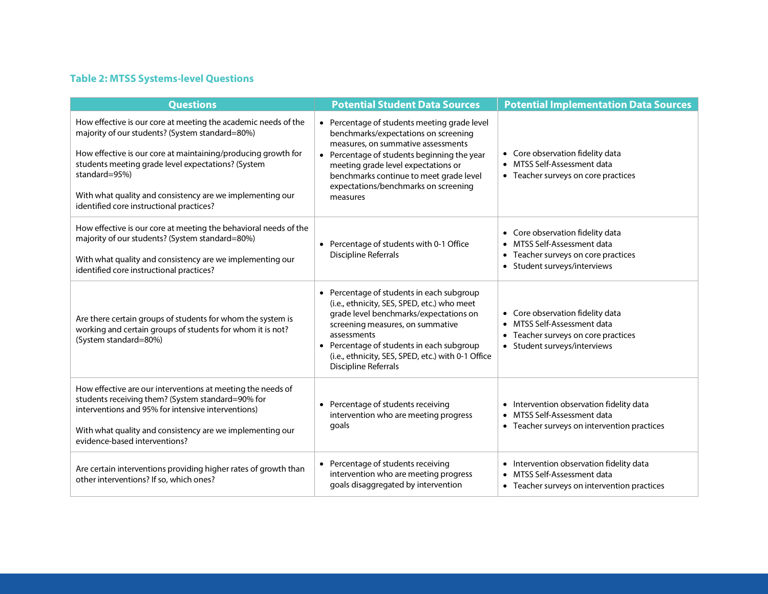### Table 2: MTSS Systems-level Questions

| Questions | Potential Student Data Sources | Potential Implementation Data Sources |
|---|---|---|
| How effective is our core at meeting the academic needs of the majority of our students? (System standard=80%)<br><br>How effective is our core at maintaining/producing growth for students meeting grade level expectations? (System standard=95%)<br><br>With what quality and consistency are we implementing our identified core instructional practices? | • Percentage of students meeting grade level benchmarks/expectations on screening measures, on summative assessments<br>• Percentage of students beginning the year meeting grade level expectations or benchmarks continue to meet grade level expectations/benchmarks on screening measures | • Core observation fidelity data<br>• MTSS Self-Assessment data<br>• Teacher surveys on core practices |
| How effective is our core at meeting the behavioral needs of the majority of our students? (System standard=80%)<br><br>With what quality and consistency are we implementing our identified core instructional practices? | • Percentage of students with 0-1 Office Discipline Referrals | • Core observation fidelity data<br>• MTSS Self-Assessment data<br>• Teacher surveys on core practices<br>• Student surveys/interviews |
| Are there certain groups of students for whom the system is working and certain groups of students for whom it is not? (System standard=80%) | • Percentage of students in each subgroup (i.e., ethnicity, SES, SPED, etc.) who meet grade level benchmarks/expectations on screening measures, on summative assessments<br>• Percentage of students in each subgroup (i.e., ethnicity, SES, SPED, etc.) with 0-1 Office Discipline Referrals | • Core observation fidelity data<br>• MTSS Self-Assessment data<br>• Teacher surveys on core practices<br>• Student surveys/interviews |
| How effective are our interventions at meeting the needs of students receiving them? (System standard=90% for interventions and 95% for intensive interventions)<br><br>With what quality and consistency are we implementing our evidence-based interventions? | • Percentage of students receiving intervention who are meeting progress goals | • Intervention observation fidelity data<br>• MTSS Self-Assessment data<br>• Teacher surveys on intervention practices |
| Are certain interventions providing higher rates of growth than other interventions? If so, which ones? | • Percentage of students receiving intervention who are meeting progress goals disaggregated by intervention | • Intervention observation fidelity data<br>• MTSS Self-Assessment data<br>• Teacher surveys on intervention practices |